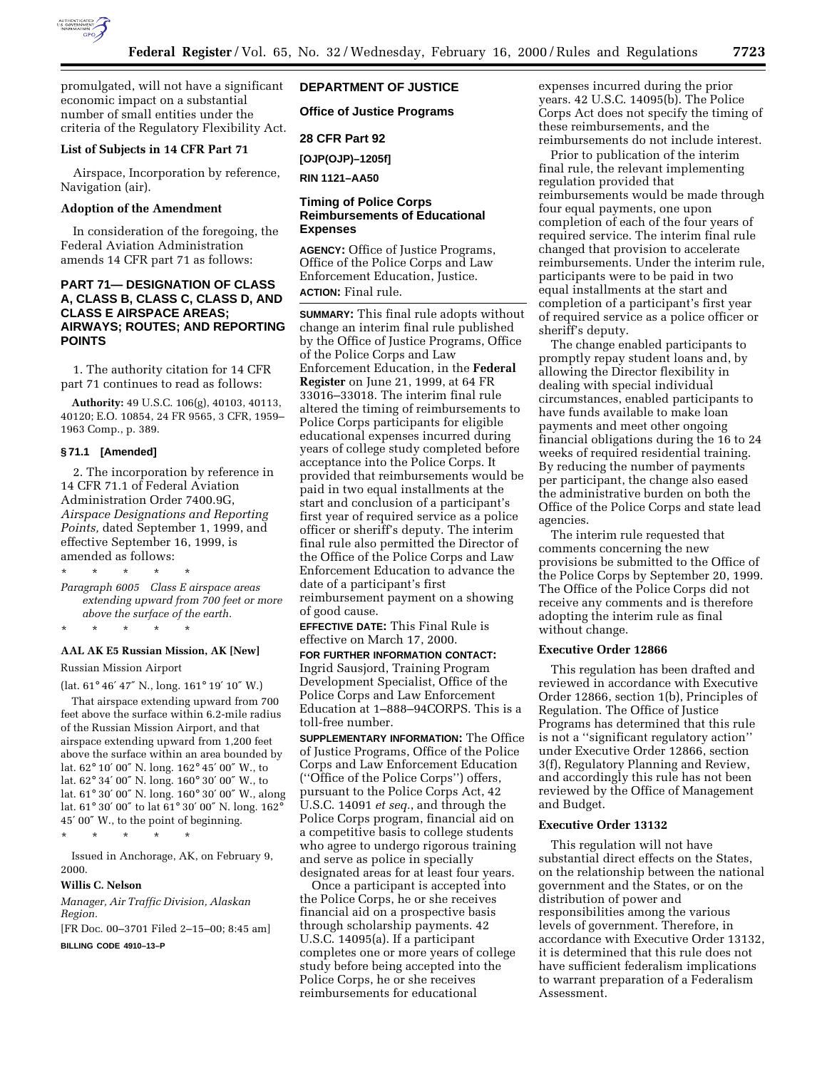promulgated, will not have a significant economic impact on a substantial number of small entities under the criteria of the Regulatory Flexibility Act.

### List of Subjects in 14 CFR Part 71

Airspace, Incorporation by reference, Navigation (air).

### Adoption of the Amendment

In consideration of the foregoing, the Federal Aviation Administration amends 14 CFR part 71 as follows:

## PART 71— DESIGNATION OF CLASS A, CLASS B, CLASS C, CLASS D, AND CLASS E AIRSPACE AREAS; AIRWAYS; ROUTES; AND REPORTING POINTS

1. The authority citation for 14 CFR part 71 continues to read as follows:

**Authority:** 49 U.S.C. 106(g), 40103, 40113, 40120; E.O. 10854, 24 FR 9565, 3 CFR, 1959–1963 Comp., p. 389.

### § 71.1 [Amended]

2. The incorporation by reference in 14 CFR 71.1 of Federal Aviation Administration Order 7400.9G, *Airspace Designations and Reporting Points,* dated September 1, 1999, and effective September 16, 1999, is amended as follows:

\* \* \* \* \*

*Paragraph 6005 Class E airspace areas extending upward from 700 feet or more above the surface of the earth.*

\* \* \* \* \*

**AAL AK E5 Russian Mission, AK [New]**

Russian Mission Airport

(lat. 61° 46′ 47″ N., long. 161° 19′ 10″ W.)

That airspace extending upward from 700 feet above the surface within 6.2-mile radius of the Russian Mission Airport, and that airspace extending upward from 1,200 feet above the surface within an area bounded by lat. 62° 10′ 00″ N. long. 162° 45′ 00″ W., to lat. 62° 34′ 00″ N. long. 160° 30′ 00″ W., to lat. 61° 30′ 00″ N. long. 160° 30′ 00″ W., along lat. 61° 30′ 00″ to lat 61° 30′ 00″ N. long. 162° 45′ 00″ W., to the point of beginning.

\* \* \* \* \*

Issued in Anchorage, AK, on February 9, 2000.

**Willis C. Nelson**

*Manager, Air Traffic Division, Alaskan Region.*

[FR Doc. 00–3701 Filed 2–15–00; 8:45 am]

**BILLING CODE 4910–13–P**

## DEPARTMENT OF JUSTICE

### Office of Justice Programs

### 28 CFR Part 92

**[OJP(OJP)–1205f]**

**RIN 1121–AA50**

## Timing of Police Corps Reimbursements of Educational Expenses

**AGENCY:** Office of Justice Programs, Office of the Police Corps and Law Enforcement Education, Justice.

**ACTION:** Final rule.

**SUMMARY:** This final rule adopts without change an interim final rule published by the Office of Justice Programs, Office of the Police Corps and Law Enforcement Education, in the **Federal Register** on June 21, 1999, at 64 FR 33016–33018. The interim final rule altered the timing of reimbursements to Police Corps participants for eligible educational expenses incurred during years of college study completed before acceptance into the Police Corps. It provided that reimbursements would be paid in two equal installments at the start and conclusion of a participant's first year of required service as a police officer or sheriff's deputy. The interim final rule also permitted the Director of the Office of the Police Corps and Law Enforcement Education to advance the date of a participant's first reimbursement payment on a showing of good cause.

**EFFECTIVE DATE:** This Final Rule is effective on March 17, 2000.

**FOR FURTHER INFORMATION CONTACT:** Ingrid Sausjord, Training Program Development Specialist, Office of the Police Corps and Law Enforcement Education at 1–888–94CORPS. This is a toll-free number.

**SUPPLEMENTARY INFORMATION:** The Office of Justice Programs, Office of the Police Corps and Law Enforcement Education (''Office of the Police Corps'') offers, pursuant to the Police Corps Act, 42 U.S.C. 14091 *et seq.*, and through the Police Corps program, financial aid on a competitive basis to college students who agree to undergo rigorous training and serve as police in specially designated areas for at least four years.

Once a participant is accepted into the Police Corps, he or she receives financial aid on a prospective basis through scholarship payments. 42 U.S.C. 14095(a). If a participant completes one or more years of college study before being accepted into the Police Corps, he or she receives reimbursements for educational expenses incurred during the prior years. 42 U.S.C. 14095(b). The Police Corps Act does not specify the timing of these reimbursements, and the reimbursements do not include interest.

Prior to publication of the interim final rule, the relevant implementing regulation provided that reimbursements would be made through four equal payments, one upon completion of each of the four years of required service. The interim final rule changed that provision to accelerate reimbursements. Under the interim rule, participants were to be paid in two equal installments at the start and completion of a participant's first year of required service as a police officer or sheriff's deputy.

The change enabled participants to promptly repay student loans and, by allowing the Director flexibility in dealing with special individual circumstances, enabled participants to have funds available to make loan payments and meet other ongoing financial obligations during the 16 to 24 weeks of required residential training. By reducing the number of payments per participant, the change also eased the administrative burden on both the Office of the Police Corps and state lead agencies.

The interim rule requested that comments concerning the new provisions be submitted to the Office of the Police Corps by September 20, 1999. The Office of the Police Corps did not receive any comments and is therefore adopting the interim rule as final without change.

### Executive Order 12866

This regulation has been drafted and reviewed in accordance with Executive Order 12866, section 1(b), Principles of Regulation. The Office of Justice Programs has determined that this rule is not a ''significant regulatory action'' under Executive Order 12866, section 3(f), Regulatory Planning and Review, and accordingly this rule has not been reviewed by the Office of Management and Budget.

### Executive Order 13132

This regulation will not have substantial direct effects on the States, on the relationship between the national government and the States, or on the distribution of power and responsibilities among the various levels of government. Therefore, in accordance with Executive Order 13132, it is determined that this rule does not have sufficient federalism implications to warrant preparation of a Federalism Assessment.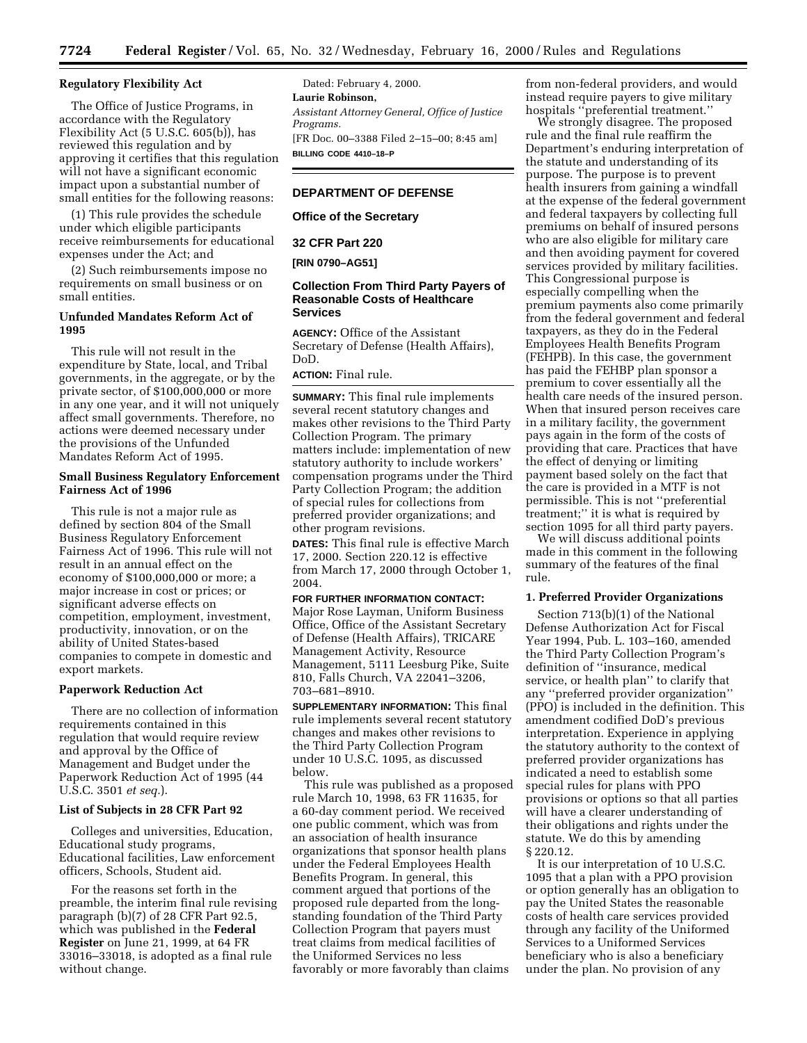## Regulatory Flexibility Act

The Office of Justice Programs, in accordance with the Regulatory Flexibility Act (5 U.S.C. 605(b)), has reviewed this regulation and by approving it certifies that this regulation will not have a significant economic impact upon a substantial number of small entities for the following reasons:

(1) This rule provides the schedule under which eligible participants receive reimbursements for educational expenses under the Act; and

(2) Such reimbursements impose no requirements on small business or on small entities.

## Unfunded Mandates Reform Act of 1995

This rule will not result in the expenditure by State, local, and Tribal governments, in the aggregate, or by the private sector, of $100,000,000 or more in any one year, and it will not uniquely affect small governments. Therefore, no actions were deemed necessary under the provisions of the Unfunded Mandates Reform Act of 1995.

## Small Business Regulatory Enforcement Fairness Act of 1996

This rule is not a major rule as defined by section 804 of the Small Business Regulatory Enforcement Fairness Act of 1996. This rule will not result in an annual effect on the economy of $100,000,000 or more; a major increase in cost or prices; or significant adverse effects on competition, employment, investment, productivity, innovation, or on the ability of United States-based companies to compete in domestic and export markets.

## Paperwork Reduction Act

There are no collection of information requirements contained in this regulation that would require review and approval by the Office of Management and Budget under the Paperwork Reduction Act of 1995 (44 U.S.C. 3501 *et seq.*).

## List of Subjects in 28 CFR Part 92

Colleges and universities, Education, Educational study programs, Educational facilities, Law enforcement officers, Schools, Student aid.

For the reasons set forth in the preamble, the interim final rule revising paragraph (b)(7) of 28 CFR Part 92.5, which was published in the **Federal Register** on June 21, 1999, at 64 FR 33016–33018, is adopted as a final rule without change.

Dated: February 4, 2000.

**Laurie Robinson,**

*Assistant Attorney General, Office of Justice Programs.*

[FR Doc. 00–3388 Filed 2–15–00; 8:45 am]

**BILLING CODE 4410–18–P**

---

# DEPARTMENT OF DEFENSE

## Office of the Secretary

## 32 CFR Part 220

**[RIN 0790–AG51]**

## Collection From Third Party Payers of Reasonable Costs of Healthcare Services

**AGENCY:** Office of the Assistant Secretary of Defense (Health Affairs), DoD.

**ACTION:** Final rule.

---

**SUMMARY:** This final rule implements several recent statutory changes and makes other revisions to the Third Party Collection Program. The primary matters include: implementation of new statutory authority to include workers' compensation programs under the Third Party Collection Program; the addition of special rules for collections from preferred provider organizations; and other program revisions.

**DATES:** This final rule is effective March 17, 2000. Section 220.12 is effective from March 17, 2000 through October 1, 2004.

**FOR FURTHER INFORMATION CONTACT:** Major Rose Layman, Uniform Business Office, Office of the Assistant Secretary of Defense (Health Affairs), TRICARE Management Activity, Resource Management, 5111 Leesburg Pike, Suite 810, Falls Church, VA 22041–3206, 703–681–8910.

**SUPPLEMENTARY INFORMATION:** This final rule implements several recent statutory changes and makes other revisions to the Third Party Collection Program under 10 U.S.C. 1095, as discussed below.

This rule was published as a proposed rule March 10, 1998, 63 FR 11635, for a 60-day comment period. We received one public comment, which was from an association of health insurance organizations that sponsor health plans under the Federal Employees Health Benefits Program. In general, this comment argued that portions of the proposed rule departed from the long-standing foundation of the Third Party Collection Program that payers must treat claims from medical facilities of the Uniformed Services no less favorably or more favorably than claims from non-federal providers, and would instead require payers to give military hospitals "preferential treatment."

We strongly disagree. The proposed rule and the final rule reaffirm the Department's enduring interpretation of the statute and understanding of its purpose. The purpose is to prevent health insurers from gaining a windfall at the expense of the federal government and federal taxpayers by collecting full premiums on behalf of insured persons who are also eligible for military care and then avoiding payment for covered services provided by military facilities. This Congressional purpose is especially compelling when the premium payments also come primarily from the federal government and federal taxpayers, as they do in the Federal Employees Health Benefits Program (FEHBP). In this case, the government has paid the FEHBP plan sponsor a premium to cover essentially all the health care needs of the insured person. When that insured person receives care in a military facility, the government pays again in the form of the costs of providing that care. Practices that have the effect of denying or limiting payment based solely on the fact that the care is provided in a MTF is not permissible. This is not "preferential treatment;" it is what is required by section 1095 for all third party payers.

We will discuss additional points made in this comment in the following summary of the features of the final rule.

### 1. Preferred Provider Organizations

Section 713(b)(1) of the National Defense Authorization Act for Fiscal Year 1994, Pub. L. 103–160, amended the Third Party Collection Program's definition of "insurance, medical service, or health plan" to clarify that any "preferred provider organization" (PPO) is included in the definition. This amendment codified DoD's previous interpretation. Experience in applying the statutory authority to the context of preferred provider organizations has indicated a need to establish some special rules for plans with PPO provisions or options so that all parties will have a clearer understanding of their obligations and rights under the statute. We do this by amending § 220.12.

It is our interpretation of 10 U.S.C. 1095 that a plan with a PPO provision or option generally has an obligation to pay the United States the reasonable costs of health care services provided through any facility of the Uniformed Services to a Uniformed Services beneficiary who is also a beneficiary under the plan. No provision of any